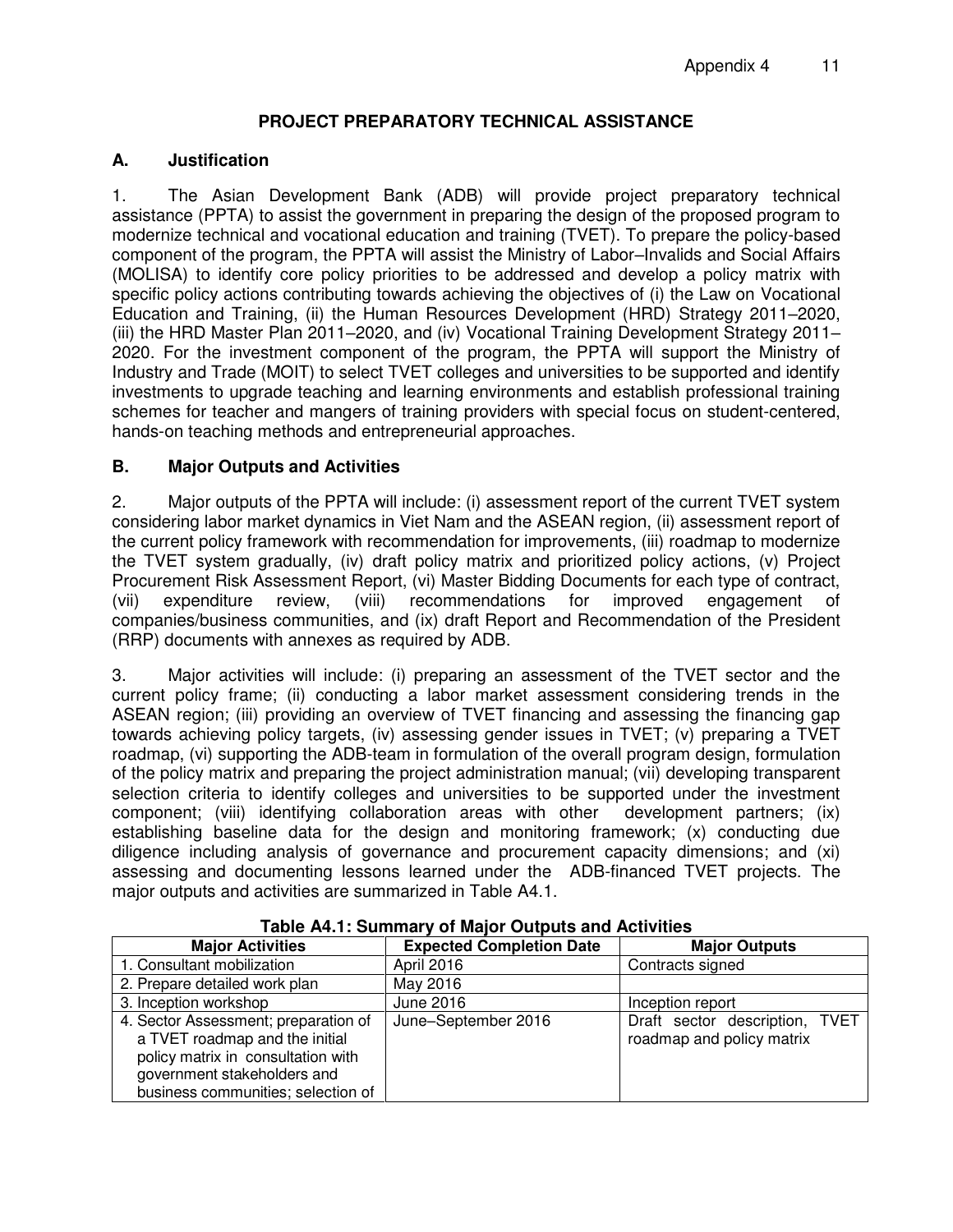# PROJECT PREPARATORY TECHNICAL ASSISTANCE

## A. Justification

1. The Asian Development Bank (ADB) will provide project preparatory technical assistance (PPTA) to assist the government in preparing the design of the proposed program to modernize technical and vocational education and training (TVET). To prepare the policy-based component of the program, the PPTA will assist the Ministry of Labor–Invalids and Social Affairs (MOLISA) to identify core policy priorities to be addressed and develop a policy matrix with specific policy actions contributing towards achieving the objectives of (i) the Law on Vocational Education and Training, (ii) the Human Resources Development (HRD) Strategy 2011–2020, (iii) the HRD Master Plan 2011–2020, and (iv) Vocational Training Development Strategy 2011–2020. For the investment component of the program, the PPTA will support the Ministry of Industry and Trade (MOIT) to select TVET colleges and universities to be supported and identify investments to upgrade teaching and learning environments and establish professional training schemes for teacher and mangers of training providers with special focus on student-centered, hands-on teaching methods and entrepreneurial approaches.

## B. Major Outputs and Activities

2. Major outputs of the PPTA will include: (i) assessment report of the current TVET system considering labor market dynamics in Viet Nam and the ASEAN region, (ii) assessment report of the current policy framework with recommendation for improvements, (iii) roadmap to modernize the TVET system gradually, (iv) draft policy matrix and prioritized policy actions, (v) Project Procurement Risk Assessment Report, (vi) Master Bidding Documents for each type of contract, (vii) expenditure review, (viii) recommendations for improved engagement of companies/business communities, and (ix) draft Report and Recommendation of the President (RRP) documents with annexes as required by ADB.

3. Major activities will include: (i) preparing an assessment of the TVET sector and the current policy frame; (ii) conducting a labor market assessment considering trends in the ASEAN region; (iii) providing an overview of TVET financing and assessing the financing gap towards achieving policy targets, (iv) assessing gender issues in TVET; (v) preparing a TVET roadmap, (vi) supporting the ADB-team in formulation of the overall program design, formulation of the policy matrix and preparing the project administration manual; (vii) developing transparent selection criteria to identify colleges and universities to be supported under the investment component; (viii) identifying collaboration areas with other development partners; (ix) establishing baseline data for the design and monitoring framework; (x) conducting due diligence including analysis of governance and procurement capacity dimensions; and (xi) assessing and documenting lessons learned under the ADB-financed TVET projects. The major outputs and activities are summarized in Table A4.1.

**Table A4.1: Summary of Major Outputs and Activities**

| Major Activities | Expected Completion Date | Major Outputs |
|---|---|---|
| 1. Consultant mobilization | April 2016 | Contracts signed |
| 2. Prepare detailed work plan | May 2016 | |
| 3. Inception workshop | June 2016 | Inception report |
| 4. Sector Assessment; preparation of a TVET roadmap and the initial policy matrix in consultation with government stakeholders and business communities; selection of | June–September 2016 | Draft sector description, TVET roadmap and policy matrix |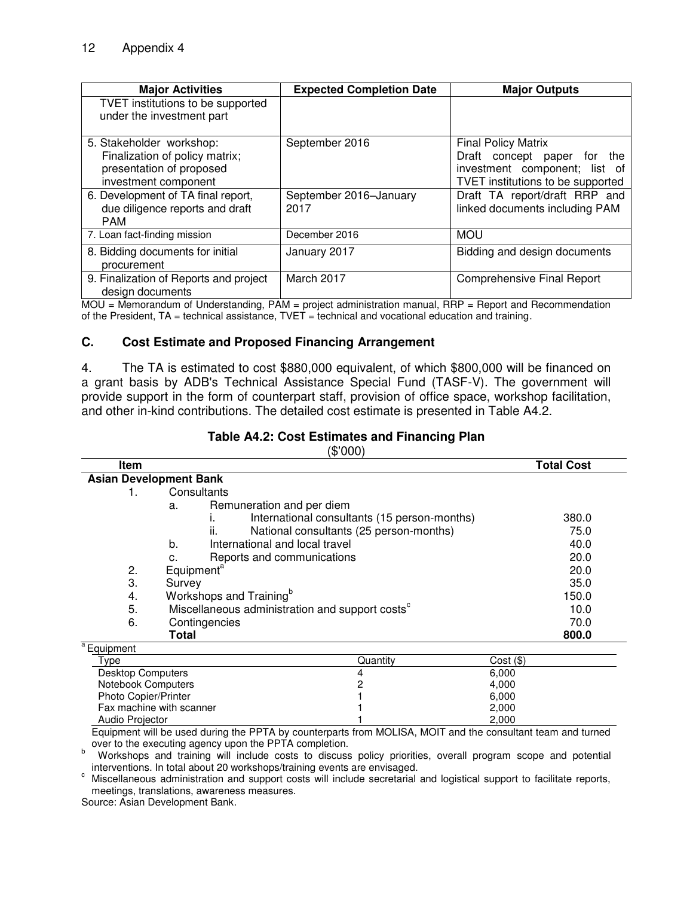| Major Activities | Expected Completion Date | Major Outputs |
|---|---|---|
| TVET institutions to be supported under the investment part | | |
| 5. Stakeholder workshop: Finalization of policy matrix; presentation of proposed investment component | September 2016 | Final Policy Matrix<br>Draft concept paper for the investment component; list of TVET institutions to be supported |
| 6. Development of TA final report, due diligence reports and draft PAM | September 2016–January 2017 | Draft TA report/draft RRP and linked documents including PAM |
| 7. Loan fact-finding mission | December 2016 | MOU |
| 8. Bidding documents for initial procurement | January 2017 | Bidding and design documents |
| 9. Finalization of Reports and project design documents | March 2017 | Comprehensive Final Report |

MOU = Memorandum of Understanding, PAM = project administration manual, RRP = Report and Recommendation of the President, TA = technical assistance, TVET = technical and vocational education and training.

### C. Cost Estimate and Proposed Financing Arrangement

4. The TA is estimated to cost $880,000 equivalent, of which $800,000 will be financed on a grant basis by ADB's Technical Assistance Special Fund (TASF-V). The government will provide support in the form of counterpart staff, provision of office space, workshop facilitation, and other in-kind contributions. The detailed cost estimate is presented in Table A4.2.

**Table A4.2: Cost Estimates and Financing Plan**
($'000)

| Item | Total Cost |
|---|---|
| **Asian Development Bank** | |
| 1. Consultants | |
| a. Remuneration and per diem | |
| i. International consultants (15 person-months) | 380.0 |
| ii. National consultants (25 person-months) | 75.0 |
| b. International and local travel | 40.0 |
| c. Reports and communications | 20.0 |
| 2. Equipment[a] | 20.0 |
| 3. Survey | 35.0 |
| 4. Workshops and Training[b] | 150.0 |
| 5. Miscellaneous administration and support costs[c] | 10.0 |
| 6. Contingencies | 70.0 |
| **Total** | **800.0** |

[a] Equipment

| Type | Quantity | Cost ($) |
|---|---|---|
| Desktop Computers | 4 | 6,000 |
| Notebook Computers | 2 | 4,000 |
| Photo Copier/Printer | 1 | 6,000 |
| Fax machine with scanner | 1 | 2,000 |
| Audio Projector | 1 | 2,000 |

Equipment will be used during the PPTA by counterparts from MOLISA, MOIT and the consultant team and turned over to the executing agency upon the PPTA completion.

[b] Workshops and training will include costs to discuss policy priorities, overall program scope and potential interventions. In total about 20 workshops/training events are envisaged.

[c] Miscellaneous administration and support costs will include secretarial and logistical support to facilitate reports, meetings, translations, awareness measures.

Source: Asian Development Bank.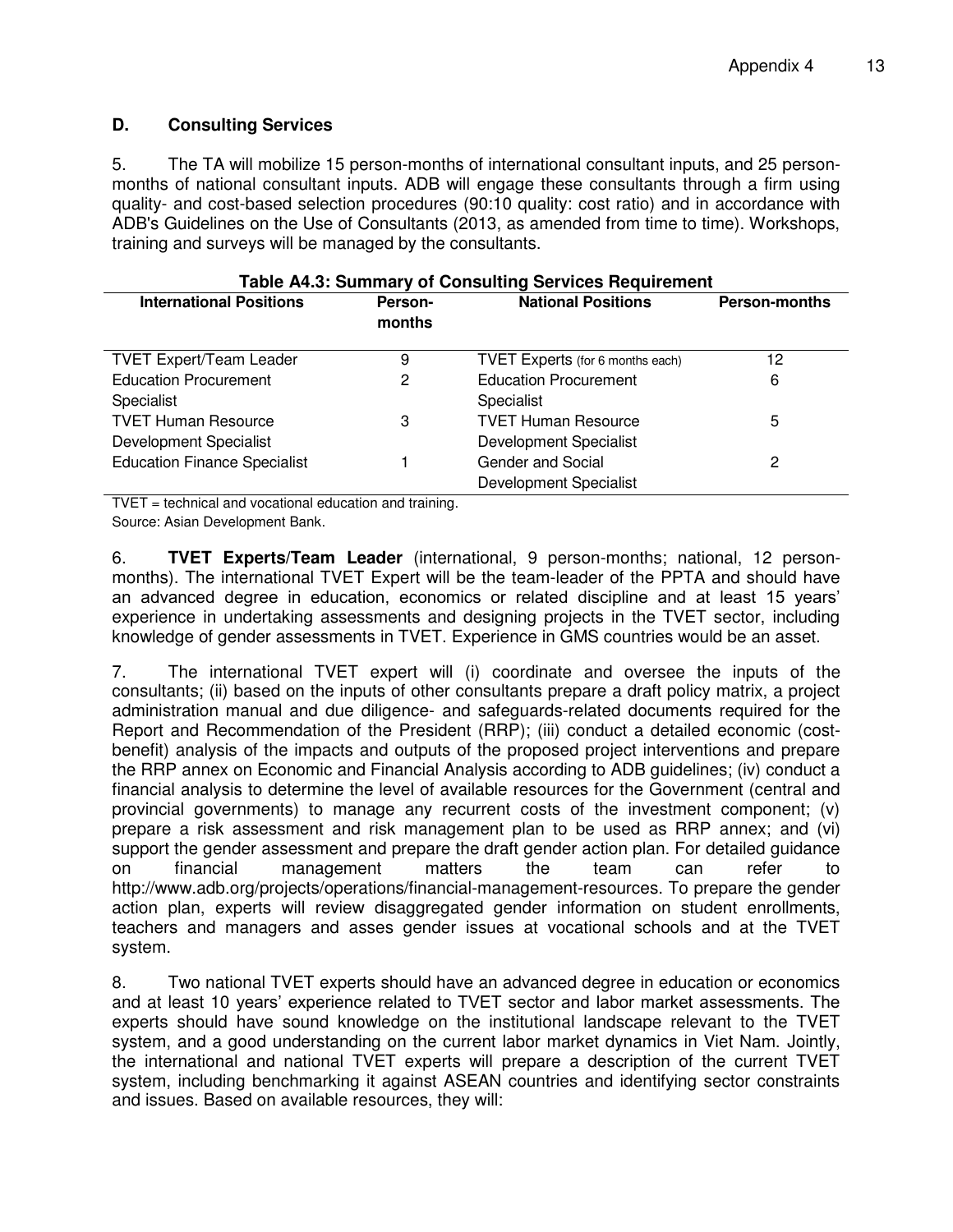## D. Consulting Services

5. The TA will mobilize 15 person-months of international consultant inputs, and 25 person-months of national consultant inputs. ADB will engage these consultants through a firm using quality- and cost-based selection procedures (90:10 quality: cost ratio) and in accordance with ADB's Guidelines on the Use of Consultants (2013, as amended from time to time). Workshops, training and surveys will be managed by the consultants.

**Table A4.3: Summary of Consulting Services Requirement**

| International Positions | Person-months | National Positions | Person-months |
|---|---|---|---|
| TVET Expert/Team Leader | 9 | TVET Experts (for 6 months each) | 12 |
| Education Procurement Specialist | 2 | Education Procurement Specialist | 6 |
| TVET Human Resource Development Specialist | 3 | TVET Human Resource Development Specialist | 5 |
| Education Finance Specialist | 1 | Gender and Social Development Specialist | 2 |

TVET = technical and vocational education and training.
Source: Asian Development Bank.

6. **TVET Experts/Team Leader** (international, 9 person-months; national, 12 person-months). The international TVET Expert will be the team-leader of the PPTA and should have an advanced degree in education, economics or related discipline and at least 15 years' experience in undertaking assessments and designing projects in the TVET sector, including knowledge of gender assessments in TVET. Experience in GMS countries would be an asset.

7. The international TVET expert will (i) coordinate and oversee the inputs of the consultants; (ii) based on the inputs of other consultants prepare a draft policy matrix, a project administration manual and due diligence- and safeguards-related documents required for the Report and Recommendation of the President (RRP); (iii) conduct a detailed economic (cost-benefit) analysis of the impacts and outputs of the proposed project interventions and prepare the RRP annex on Economic and Financial Analysis according to ADB guidelines; (iv) conduct a financial analysis to determine the level of available resources for the Government (central and provincial governments) to manage any recurrent costs of the investment component; (v) prepare a risk assessment and risk management plan to be used as RRP annex; and (vi) support the gender assessment and prepare the draft gender action plan. For detailed guidance on financial management matters the team can refer to http://www.adb.org/projects/operations/financial-management-resources. To prepare the gender action plan, experts will review disaggregated gender information on student enrollments, teachers and managers and asses gender issues at vocational schools and at the TVET system.

8. Two national TVET experts should have an advanced degree in education or economics and at least 10 years' experience related to TVET sector and labor market assessments. The experts should have sound knowledge on the institutional landscape relevant to the TVET system, and a good understanding on the current labor market dynamics in Viet Nam. Jointly, the international and national TVET experts will prepare a description of the current TVET system, including benchmarking it against ASEAN countries and identifying sector constraints and issues. Based on available resources, they will: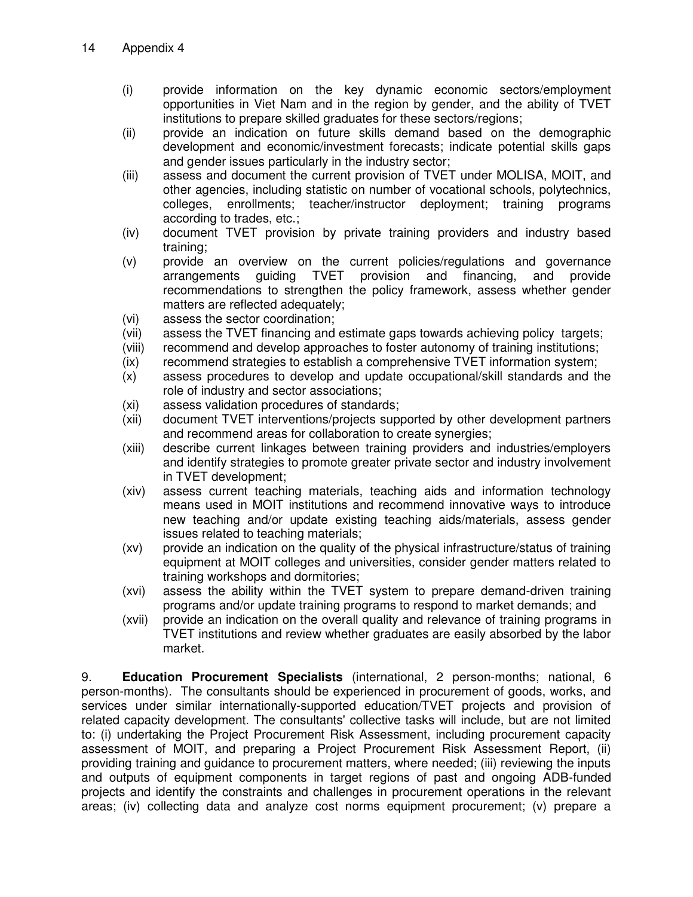(i) provide information on the key dynamic economic sectors/employment opportunities in Viet Nam and in the region by gender, and the ability of TVET institutions to prepare skilled graduates for these sectors/regions;
(ii) provide an indication on future skills demand based on the demographic development and economic/investment forecasts; indicate potential skills gaps and gender issues particularly in the industry sector;
(iii) assess and document the current provision of TVET under MOLISA, MOIT, and other agencies, including statistic on number of vocational schools, polytechnics, colleges, enrollments; teacher/instructor deployment; training programs according to trades, etc.;
(iv) document TVET provision by private training providers and industry based training;
(v) provide an overview on the current policies/regulations and governance arrangements guiding TVET provision and financing, and provide recommendations to strengthen the policy framework, assess whether gender matters are reflected adequately;
(vi) assess the sector coordination;
(vii) assess the TVET financing and estimate gaps towards achieving policy targets;
(viii) recommend and develop approaches to foster autonomy of training institutions;
(ix) recommend strategies to establish a comprehensive TVET information system;
(x) assess procedures to develop and update occupational/skill standards and the role of industry and sector associations;
(xi) assess validation procedures of standards;
(xii) document TVET interventions/projects supported by other development partners and recommend areas for collaboration to create synergies;
(xiii) describe current linkages between training providers and industries/employers and identify strategies to promote greater private sector and industry involvement in TVET development;
(xiv) assess current teaching materials, teaching aids and information technology means used in MOIT institutions and recommend innovative ways to introduce new teaching and/or update existing teaching aids/materials, assess gender issues related to teaching materials;
(xv) provide an indication on the quality of the physical infrastructure/status of training equipment at MOIT colleges and universities, consider gender matters related to training workshops and dormitories;
(xvi) assess the ability within the TVET system to prepare demand-driven training programs and/or update training programs to respond to market demands; and
(xvii) provide an indication on the overall quality and relevance of training programs in TVET institutions and review whether graduates are easily absorbed by the labor market.

9. **Education Procurement Specialists** (international, 2 person-months; national, 6 person-months). The consultants should be experienced in procurement of goods, works, and services under similar internationally-supported education/TVET projects and provision of related capacity development. The consultants' collective tasks will include, but are not limited to: (i) undertaking the Project Procurement Risk Assessment, including procurement capacity assessment of MOIT, and preparing a Project Procurement Risk Assessment Report, (ii) providing training and guidance to procurement matters, where needed; (iii) reviewing the inputs and outputs of equipment components in target regions of past and ongoing ADB-funded projects and identify the constraints and challenges in procurement operations in the relevant areas; (iv) collecting data and analyze cost norms equipment procurement; (v) prepare a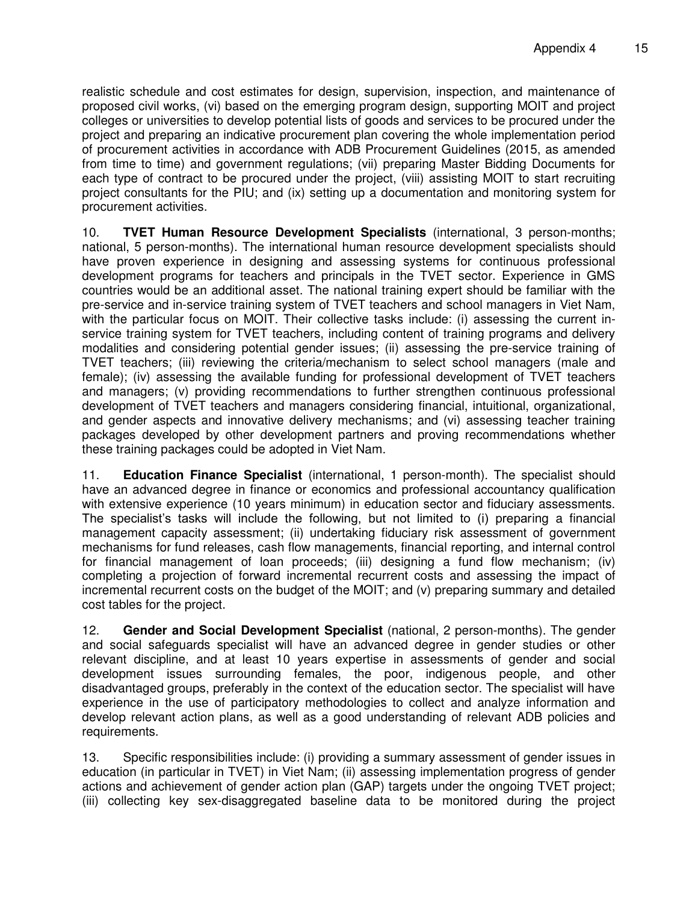realistic schedule and cost estimates for design, supervision, inspection, and maintenance of proposed civil works, (vi) based on the emerging program design, supporting MOIT and project colleges or universities to develop potential lists of goods and services to be procured under the project and preparing an indicative procurement plan covering the whole implementation period of procurement activities in accordance with ADB Procurement Guidelines (2015, as amended from time to time) and government regulations; (vii) preparing Master Bidding Documents for each type of contract to be procured under the project, (viii) assisting MOIT to start recruiting project consultants for the PIU; and (ix) setting up a documentation and monitoring system for procurement activities.

10. **TVET Human Resource Development Specialists** (international, 3 person-months; national, 5 person-months). The international human resource development specialists should have proven experience in designing and assessing systems for continuous professional development programs for teachers and principals in the TVET sector. Experience in GMS countries would be an additional asset. The national training expert should be familiar with the pre-service and in-service training system of TVET teachers and school managers in Viet Nam, with the particular focus on MOIT. Their collective tasks include: (i) assessing the current in-service training system for TVET teachers, including content of training programs and delivery modalities and considering potential gender issues; (ii) assessing the pre-service training of TVET teachers; (iii) reviewing the criteria/mechanism to select school managers (male and female); (iv) assessing the available funding for professional development of TVET teachers and managers; (v) providing recommendations to further strengthen continuous professional development of TVET teachers and managers considering financial, intuitional, organizational, and gender aspects and innovative delivery mechanisms; and (vi) assessing teacher training packages developed by other development partners and proving recommendations whether these training packages could be adopted in Viet Nam.

11. **Education Finance Specialist** (international, 1 person-month). The specialist should have an advanced degree in finance or economics and professional accountancy qualification with extensive experience (10 years minimum) in education sector and fiduciary assessments. The specialist's tasks will include the following, but not limited to (i) preparing a financial management capacity assessment; (ii) undertaking fiduciary risk assessment of government mechanisms for fund releases, cash flow managements, financial reporting, and internal control for financial management of loan proceeds; (iii) designing a fund flow mechanism; (iv) completing a projection of forward incremental recurrent costs and assessing the impact of incremental recurrent costs on the budget of the MOIT; and (v) preparing summary and detailed cost tables for the project.

12. **Gender and Social Development Specialist** (national, 2 person-months). The gender and social safeguards specialist will have an advanced degree in gender studies or other relevant discipline, and at least 10 years expertise in assessments of gender and social development issues surrounding females, the poor, indigenous people, and other disadvantaged groups, preferably in the context of the education sector. The specialist will have experience in the use of participatory methodologies to collect and analyze information and develop relevant action plans, as well as a good understanding of relevant ADB policies and requirements.

13. Specific responsibilities include: (i) providing a summary assessment of gender issues in education (in particular in TVET) in Viet Nam; (ii) assessing implementation progress of gender actions and achievement of gender action plan (GAP) targets under the ongoing TVET project; (iii) collecting key sex-disaggregated baseline data to be monitored during the project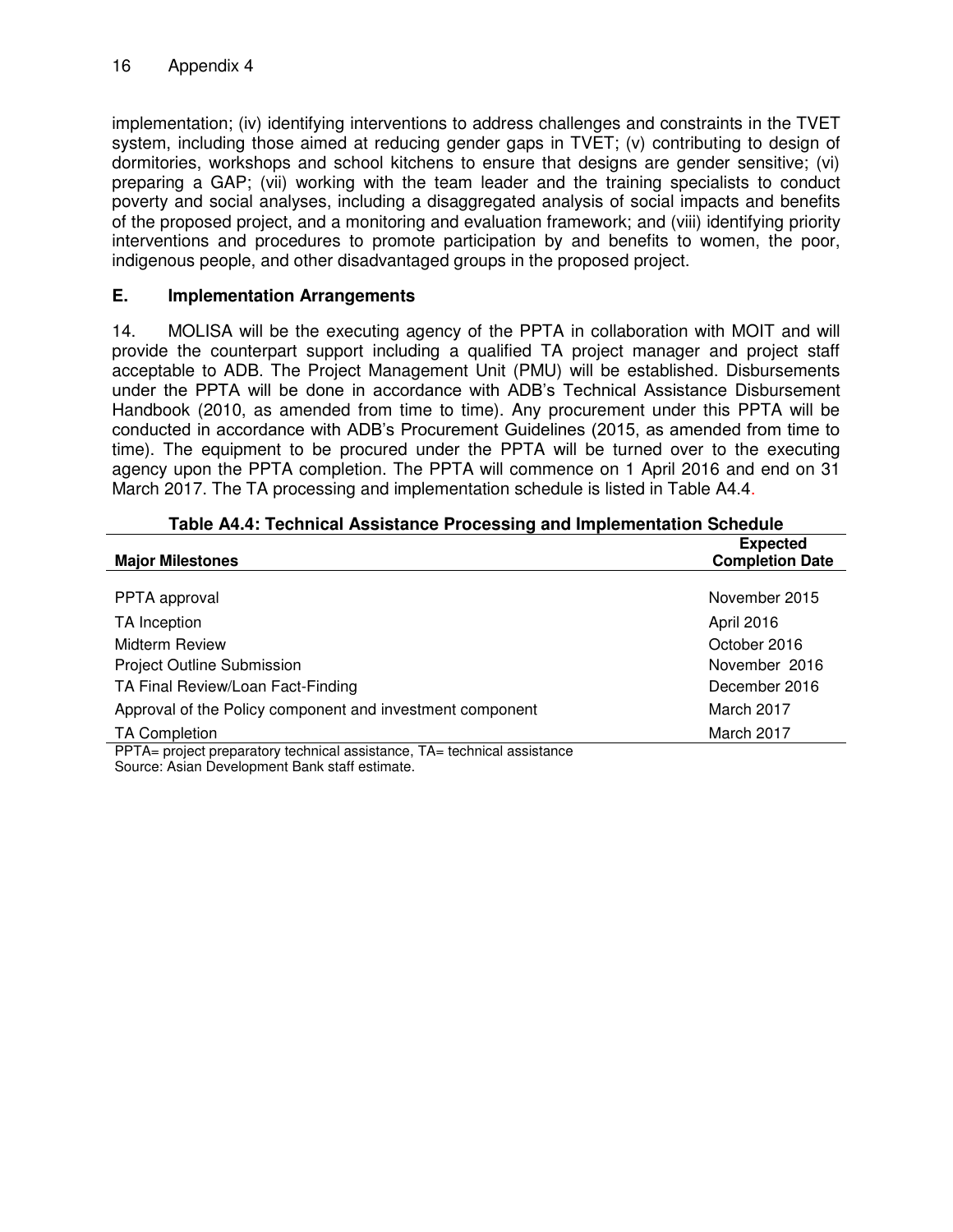implementation; (iv) identifying interventions to address challenges and constraints in the TVET system, including those aimed at reducing gender gaps in TVET; (v) contributing to design of dormitories, workshops and school kitchens to ensure that designs are gender sensitive; (vi) preparing a GAP; (vii) working with the team leader and the training specialists to conduct poverty and social analyses, including a disaggregated analysis of social impacts and benefits of the proposed project, and a monitoring and evaluation framework; and (viii) identifying priority interventions and procedures to promote participation by and benefits to women, the poor, indigenous people, and other disadvantaged groups in the proposed project.

### E. Implementation Arrangements

14. MOLISA will be the executing agency of the PPTA in collaboration with MOIT and will provide the counterpart support including a qualified TA project manager and project staff acceptable to ADB. The Project Management Unit (PMU) will be established. Disbursements under the PPTA will be done in accordance with ADB's Technical Assistance Disbursement Handbook (2010, as amended from time to time). Any procurement under this PPTA will be conducted in accordance with ADB's Procurement Guidelines (2015, as amended from time to time). The equipment to be procured under the PPTA will be turned over to the executing agency upon the PPTA completion. The PPTA will commence on 1 April 2016 and end on 31 March 2017. The TA processing and implementation schedule is listed in Table A4.4.

**Table A4.4: Technical Assistance Processing and Implementation Schedule**

| Major Milestones | Expected Completion Date |
|---|---|
| PPTA approval | November 2015 |
| TA Inception | April 2016 |
| Midterm Review | October 2016 |
| Project Outline Submission | November 2016 |
| TA Final Review/Loan Fact-Finding | December 2016 |
| Approval of the Policy component and investment component | March 2017 |
| TA Completion | March 2017 |

PPTA= project preparatory technical assistance, TA= technical assistance
Source: Asian Development Bank staff estimate.